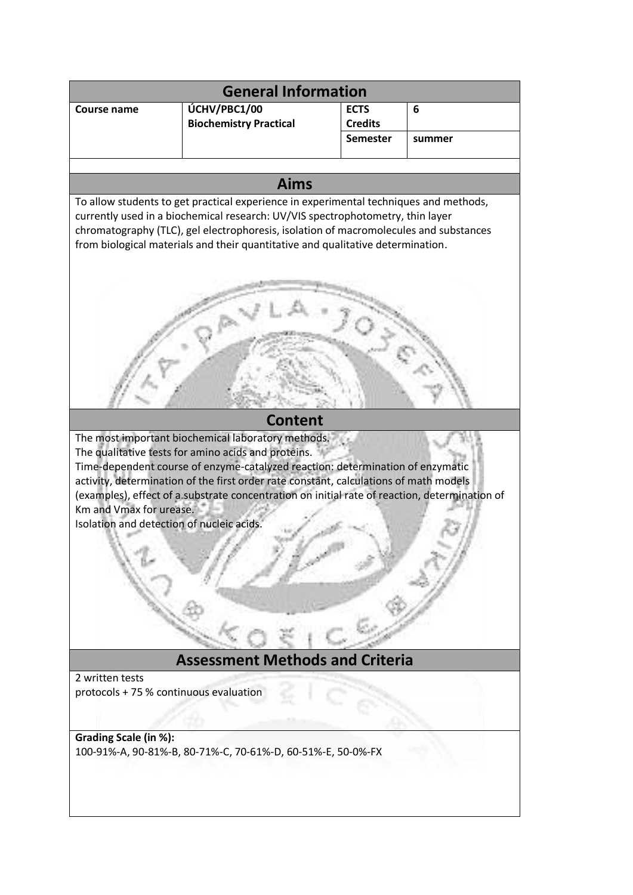## General Information

| Course name | ÚCHV/PBC1/00 Biochemistry Practical | ECTS Credits | 6 |
|---|---|---|---|
| | | Semester | summer |

## Aims

To allow students to get practical experience in experimental techniques and methods, currently used in a biochemical research: UV/VIS spectrophotometry, thin layer chromatography (TLC), gel electrophoresis, isolation of macromolecules and substances from biological materials and their quantitative and qualitative determination.

## Content

The most important biochemical laboratory methods.
The qualitative tests for amino acids and proteins.
Time-dependent course of enzyme-catalyzed reaction: determination of enzymatic activity, determination of the first order rate constant, calculations of math models (examples), effect of a substrate concentration on initial rate of reaction, determination of Km and Vmax for urease.
Isolation and detection of nucleic acids.

## Assessment Methods and Criteria

2 written tests
protocols + 75 % continuous evaluation

**Grading Scale (in %):**
100-91%-A, 90-81%-B, 80-71%-C, 70-61%-D, 60-51%-E, 50-0%-FX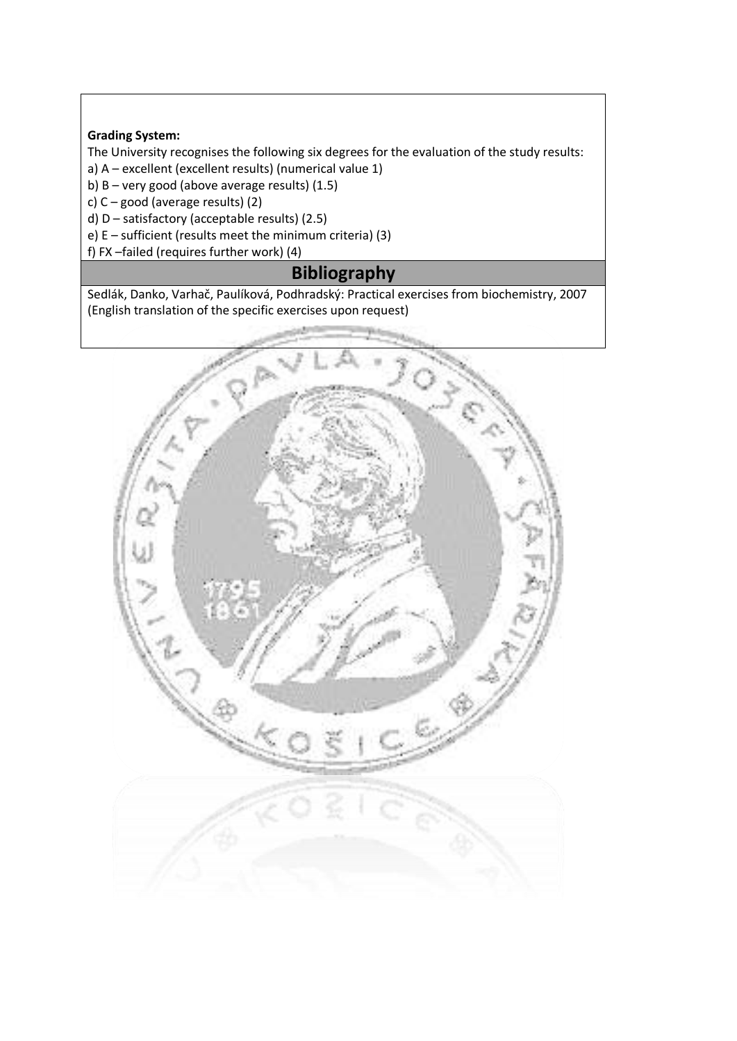**Grading System:**

The University recognises the following six degrees for the evaluation of the study results:

a) A – excellent (excellent results) (numerical value 1)

b) B – very good (above average results) (1.5)

c) C – good (average results) (2)

d) D – satisfactory (acceptable results) (2.5)

e) E – sufficient (results meet the minimum criteria) (3)

f) FX –failed (requires further work) (4)

## Bibliography

Sedlák, Danko, Varhač, Paulíková, Podhradský: Practical exercises from biochemistry, 2007 (English translation of the specific exercises upon request)